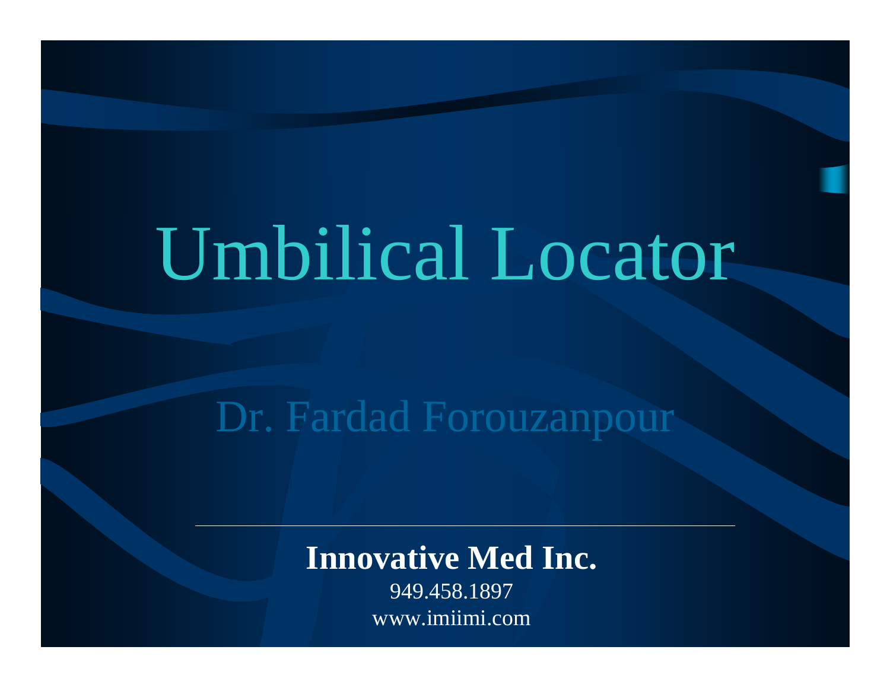# Umbilical Locator

Dr. Fardad Forouzanpour

---

**Innovative Med Inc.**

949.458.1897

www.imiimi.com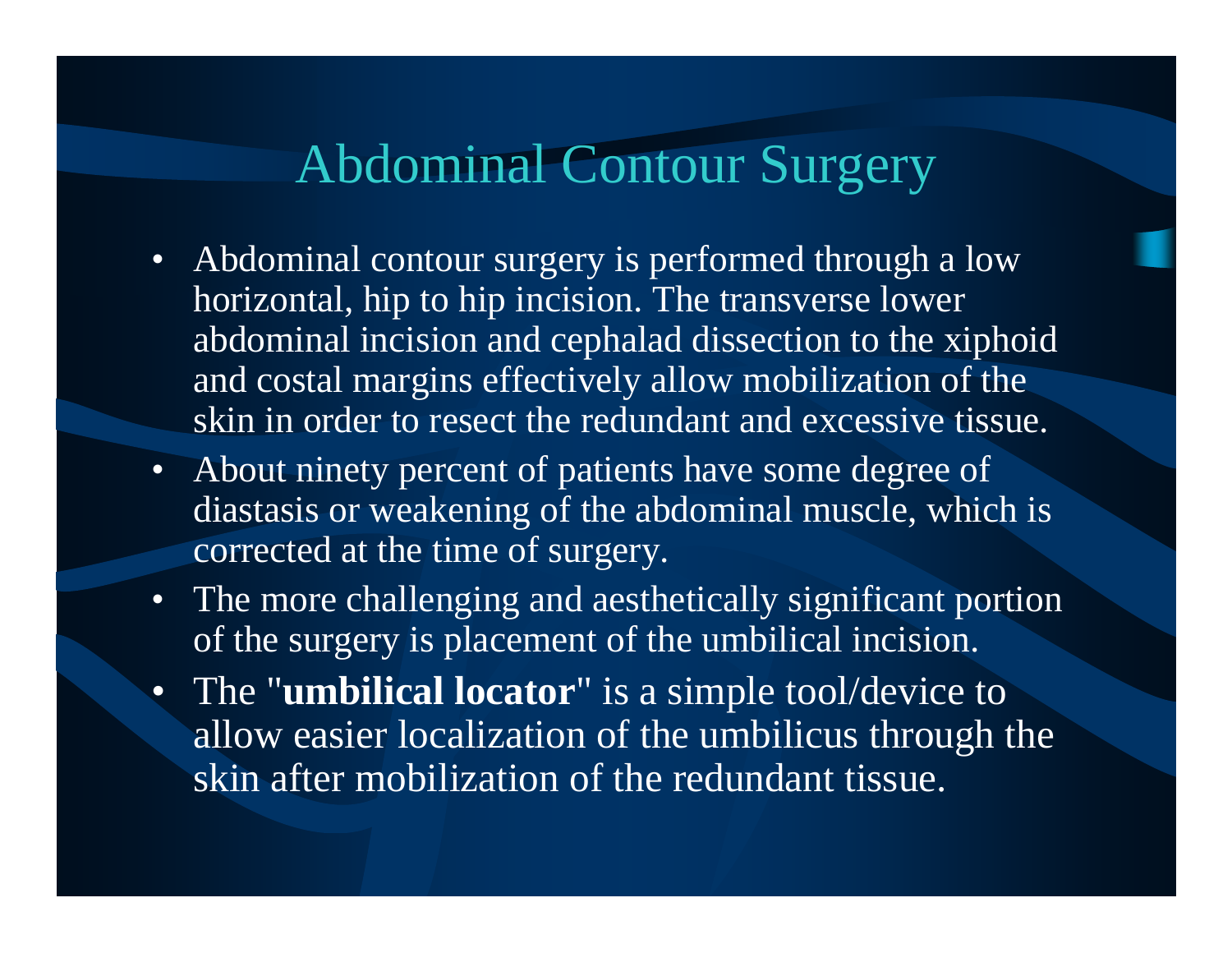# Abdominal Contour Surgery

- Abdominal contour surgery is performed through a low horizontal, hip to hip incision. The transverse lower abdominal incision and cephalad dissection to the xiphoid and costal margins effectively allow mobilization of the skin in order to resect the redundant and excessive tissue.
- About ninety percent of patients have some degree of diastasis or weakening of the abdominal muscle, which is corrected at the time of surgery.
- The more challenging and aesthetically significant portion of the surgery is placement of the umbilical incision.
- The "**umbilical locator**" is a simple tool/device to allow easier localization of the umbilicus through the skin after mobilization of the redundant tissue.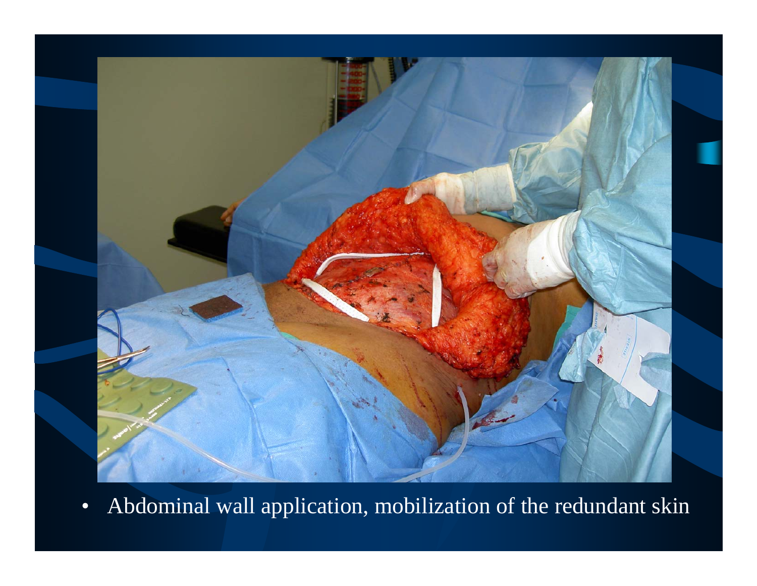- Abdominal wall application, mobilization of the redundant skin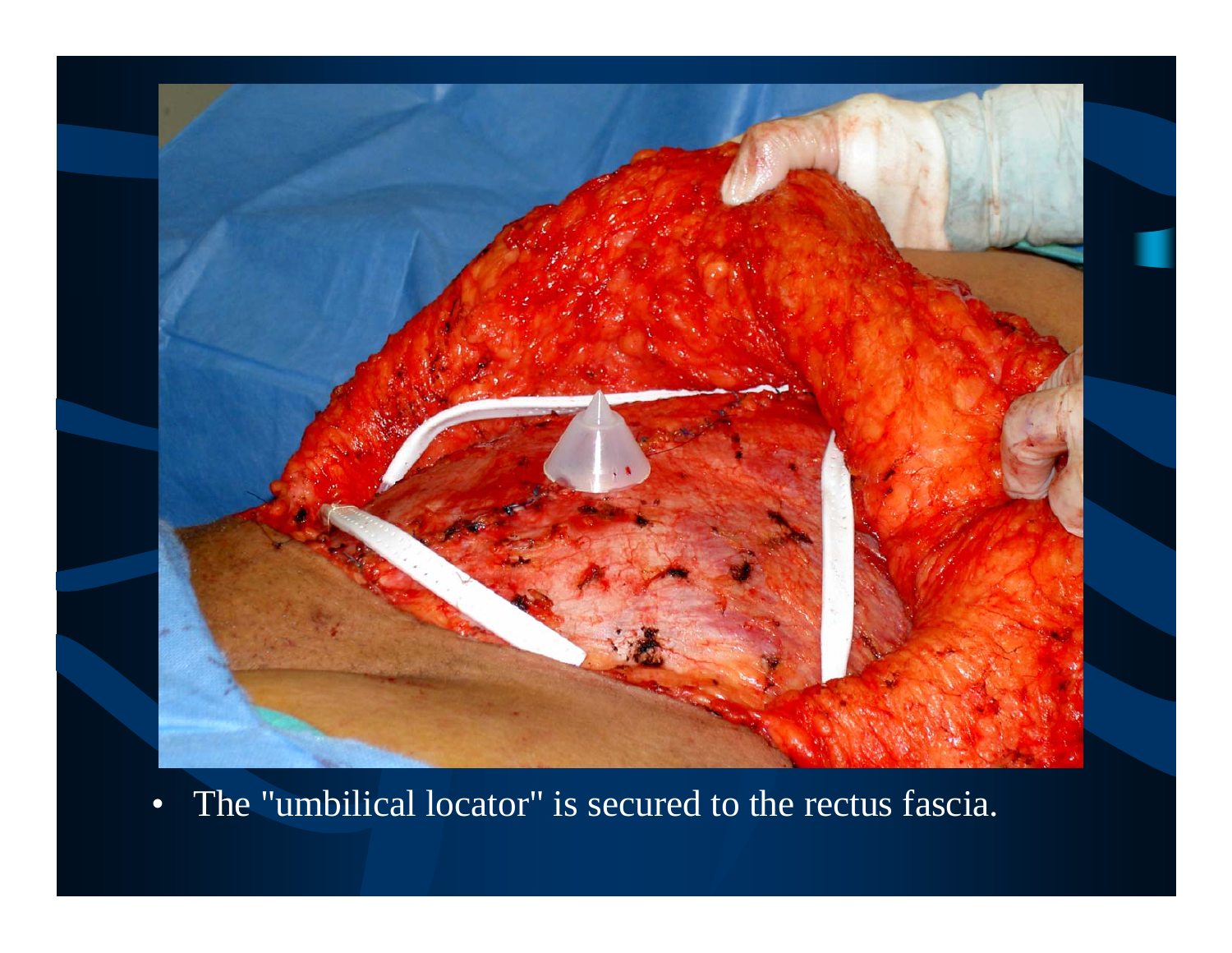- The "umbilical locator" is secured to the rectus fascia.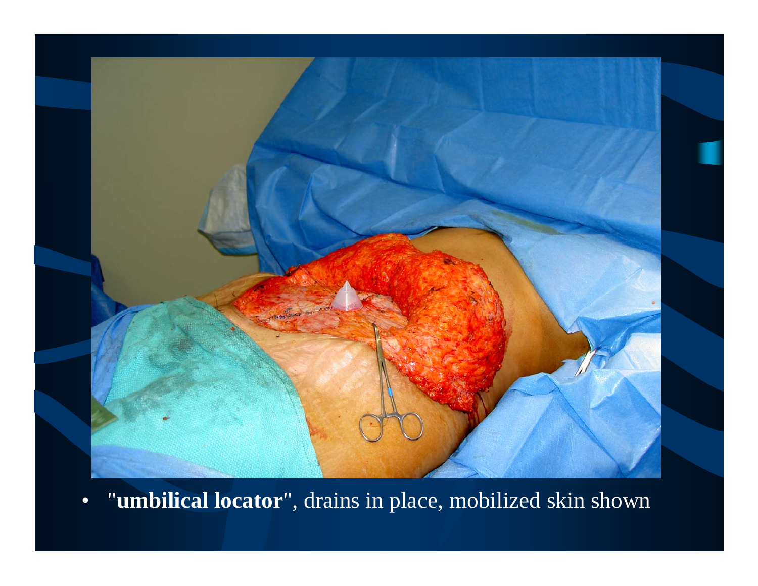- "**umbilical locator**", drains in place, mobilized skin shown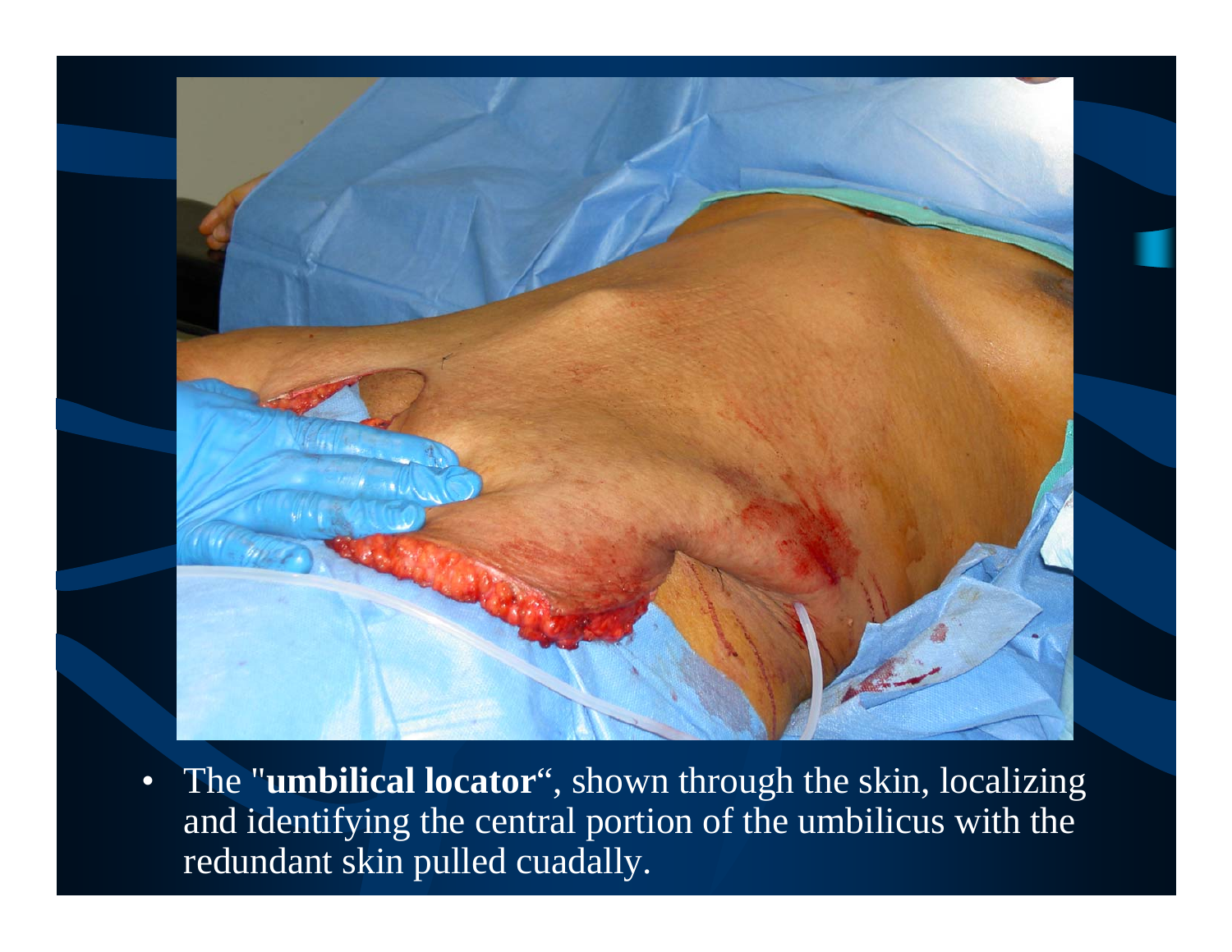- The "**umbilical locator**", shown through the skin, localizing and identifying the central portion of the umbilicus with the redundant skin pulled cuadally.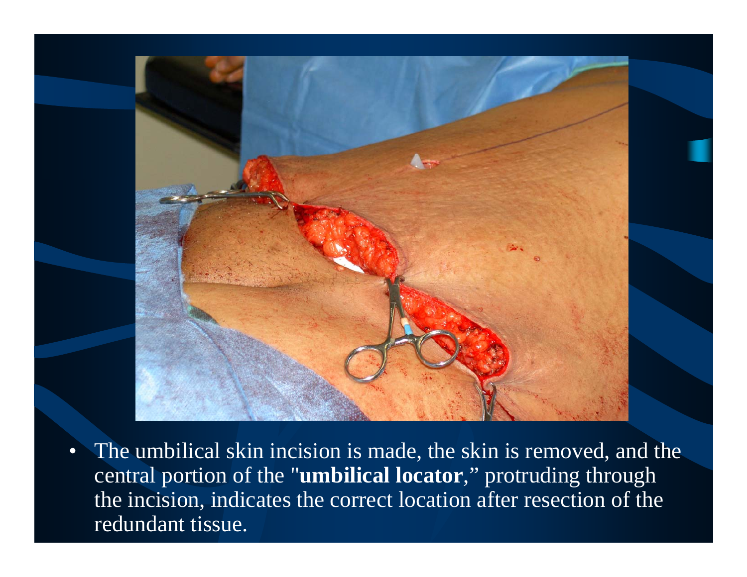- The umbilical skin incision is made, the skin is removed, and the central portion of the "**umbilical locator**," protruding through the incision, indicates the correct location after resection of the redundant tissue.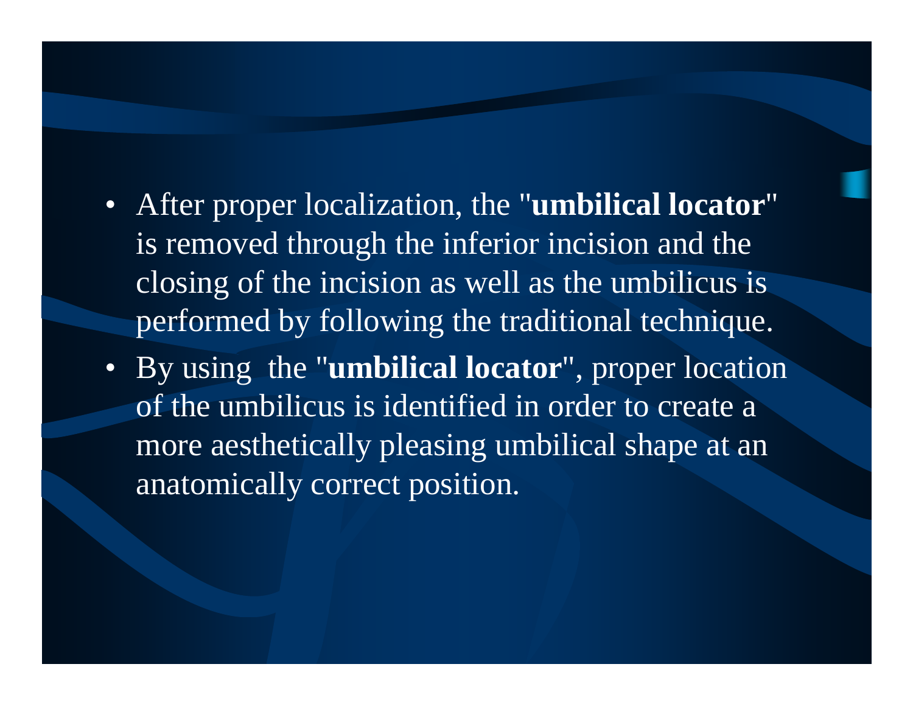- After proper localization, the "**umbilical locator**" is removed through the inferior incision and the closing of the incision as well as the umbilicus is performed by following the traditional technique.
- By using the "**umbilical locator**", proper location of the umbilicus is identified in order to create a more aesthetically pleasing umbilical shape at an anatomically correct position.